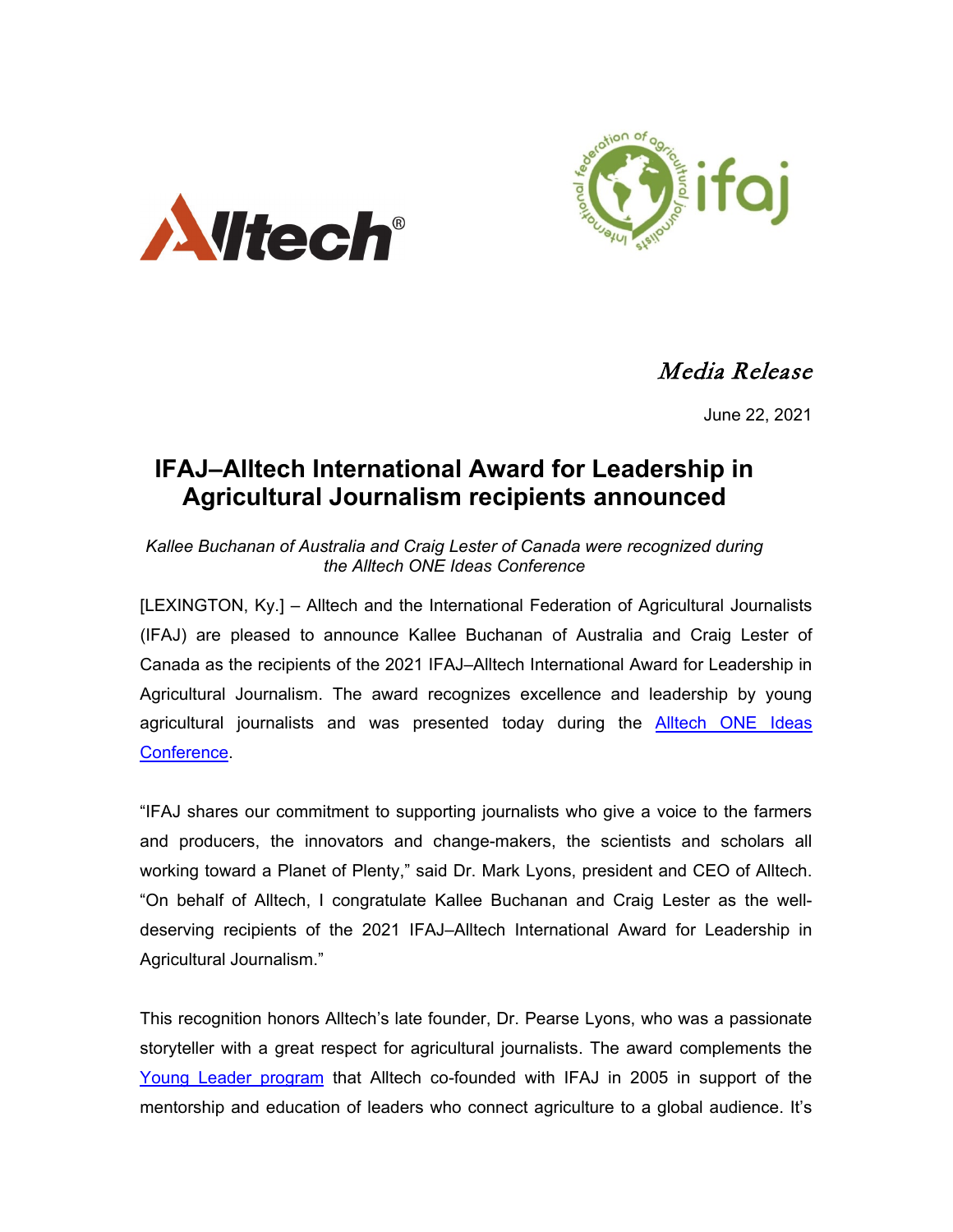*Media Release*

June 22, 2021

# IFAJ–Alltech International Award for Leadership in Agricultural Journalism recipients announced

*Kallee Buchanan of Australia and Craig Lester of Canada were recognized during the Alltech ONE Ideas Conference*

[LEXINGTON, Ky.] – Alltech and the International Federation of Agricultural Journalists (IFAJ) are pleased to announce Kallee Buchanan of Australia and Craig Lester of Canada as the recipients of the 2021 IFAJ–Alltech International Award for Leadership in Agricultural Journalism. The award recognizes excellence and leadership by young agricultural journalists and was presented today during the Alltech ONE Ideas Conference.

"IFAJ shares our commitment to supporting journalists who give a voice to the farmers and producers, the innovators and change-makers, the scientists and scholars all working toward a Planet of Plenty," said Dr. Mark Lyons, president and CEO of Alltech. "On behalf of Alltech, I congratulate Kallee Buchanan and Craig Lester as the well-deserving recipients of the 2021 IFAJ–Alltech International Award for Leadership in Agricultural Journalism."

This recognition honors Alltech's late founder, Dr. Pearse Lyons, who was a passionate storyteller with a great respect for agricultural journalists. The award complements the Young Leader program that Alltech co-founded with IFAJ in 2005 in support of the mentorship and education of leaders who connect agriculture to a global audience. It's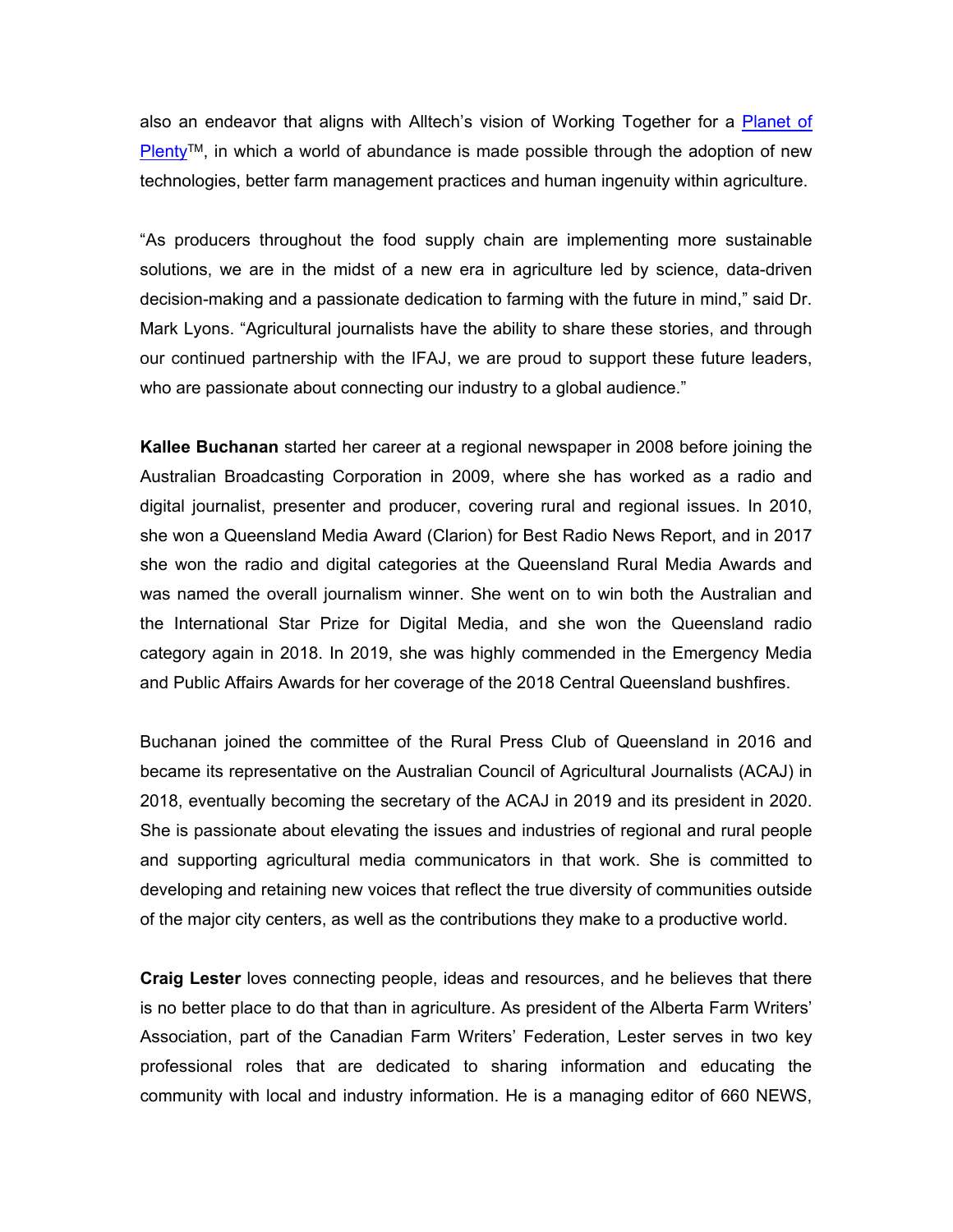also an endeavor that aligns with Alltech's vision of Working Together for a [Planet of Plenty]™, in which a world of abundance is made possible through the adoption of new technologies, better farm management practices and human ingenuity within agriculture.

"As producers throughout the food supply chain are implementing more sustainable solutions, we are in the midst of a new era in agriculture led by science, data-driven decision-making and a passionate dedication to farming with the future in mind," said Dr. Mark Lyons. "Agricultural journalists have the ability to share these stories, and through our continued partnership with the IFAJ, we are proud to support these future leaders, who are passionate about connecting our industry to a global audience."

**Kallee Buchanan** started her career at a regional newspaper in 2008 before joining the Australian Broadcasting Corporation in 2009, where she has worked as a radio and digital journalist, presenter and producer, covering rural and regional issues. In 2010, she won a Queensland Media Award (Clarion) for Best Radio News Report, and in 2017 she won the radio and digital categories at the Queensland Rural Media Awards and was named the overall journalism winner. She went on to win both the Australian and the International Star Prize for Digital Media, and she won the Queensland radio category again in 2018. In 2019, she was highly commended in the Emergency Media and Public Affairs Awards for her coverage of the 2018 Central Queensland bushfires.

Buchanan joined the committee of the Rural Press Club of Queensland in 2016 and became its representative on the Australian Council of Agricultural Journalists (ACAJ) in 2018, eventually becoming the secretary of the ACAJ in 2019 and its president in 2020. She is passionate about elevating the issues and industries of regional and rural people and supporting agricultural media communicators in that work. She is committed to developing and retaining new voices that reflect the true diversity of communities outside of the major city centers, as well as the contributions they make to a productive world.

**Craig Lester** loves connecting people, ideas and resources, and he believes that there is no better place to do that than in agriculture. As president of the Alberta Farm Writers' Association, part of the Canadian Farm Writers' Federation, Lester serves in two key professional roles that are dedicated to sharing information and educating the community with local and industry information. He is a managing editor of 660 NEWS,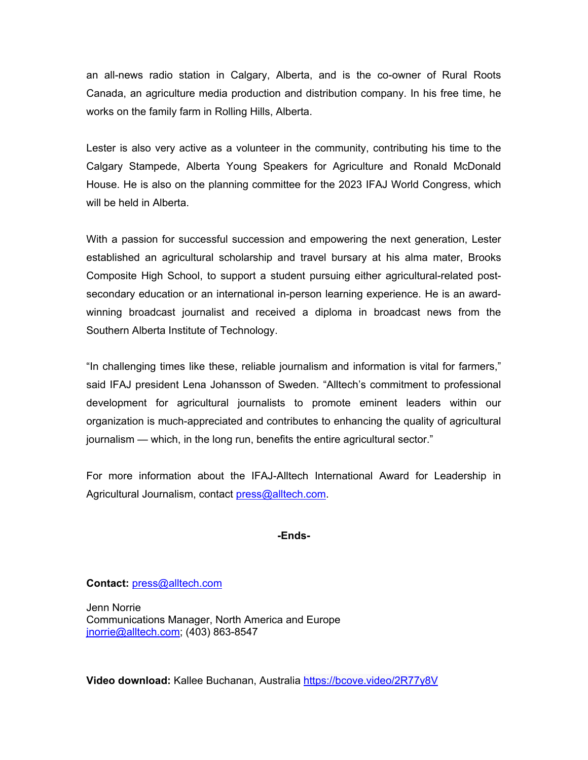an all-news radio station in Calgary, Alberta, and is the co-owner of Rural Roots Canada, an agriculture media production and distribution company. In his free time, he works on the family farm in Rolling Hills, Alberta.

Lester is also very active as a volunteer in the community, contributing his time to the Calgary Stampede, Alberta Young Speakers for Agriculture and Ronald McDonald House. He is also on the planning committee for the 2023 IFAJ World Congress, which will be held in Alberta.

With a passion for successful succession and empowering the next generation, Lester established an agricultural scholarship and travel bursary at his alma mater, Brooks Composite High School, to support a student pursuing either agricultural-related post-secondary education or an international in-person learning experience. He is an award-winning broadcast journalist and received a diploma in broadcast news from the Southern Alberta Institute of Technology.

"In challenging times like these, reliable journalism and information is vital for farmers," said IFAJ president Lena Johansson of Sweden. "Alltech's commitment to professional development for agricultural journalists to promote eminent leaders within our organization is much-appreciated and contributes to enhancing the quality of agricultural journalism — which, in the long run, benefits the entire agricultural sector."

For more information about the IFAJ-Alltech International Award for Leadership in Agricultural Journalism, contact press@alltech.com.

**-Ends-**

**Contact:** press@alltech.com

Jenn Norrie
Communications Manager, North America and Europe
jnorrie@alltech.com; (403) 863-8547

**Video download:** Kallee Buchanan, Australia https://bcove.video/2R77y8V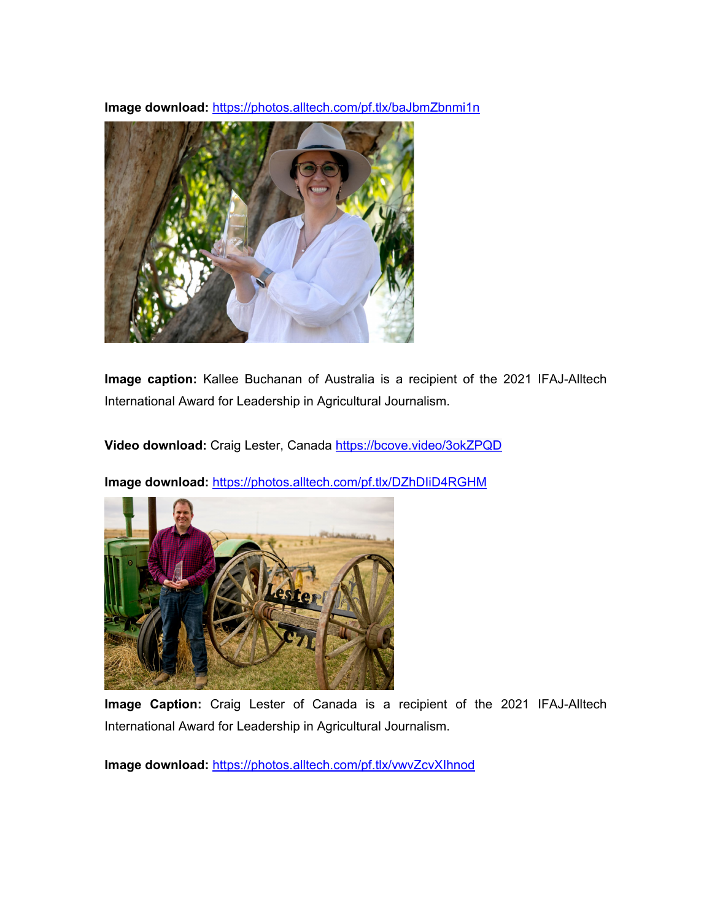**Image download:** https://photos.alltech.com/pf.tlx/baJbmZbnmi1n

**Image caption:** Kallee Buchanan of Australia is a recipient of the 2021 IFAJ-Alltech International Award for Leadership in Agricultural Journalism.

**Video download:** Craig Lester, Canada https://bcove.video/3okZPQD

**Image download:** https://photos.alltech.com/pf.tlx/DZhDIiD4RGHM

**Image Caption:** Craig Lester of Canada is a recipient of the 2021 IFAJ-Alltech International Award for Leadership in Agricultural Journalism.

**Image download:** https://photos.alltech.com/pf.tlx/vwvZcvXIhnod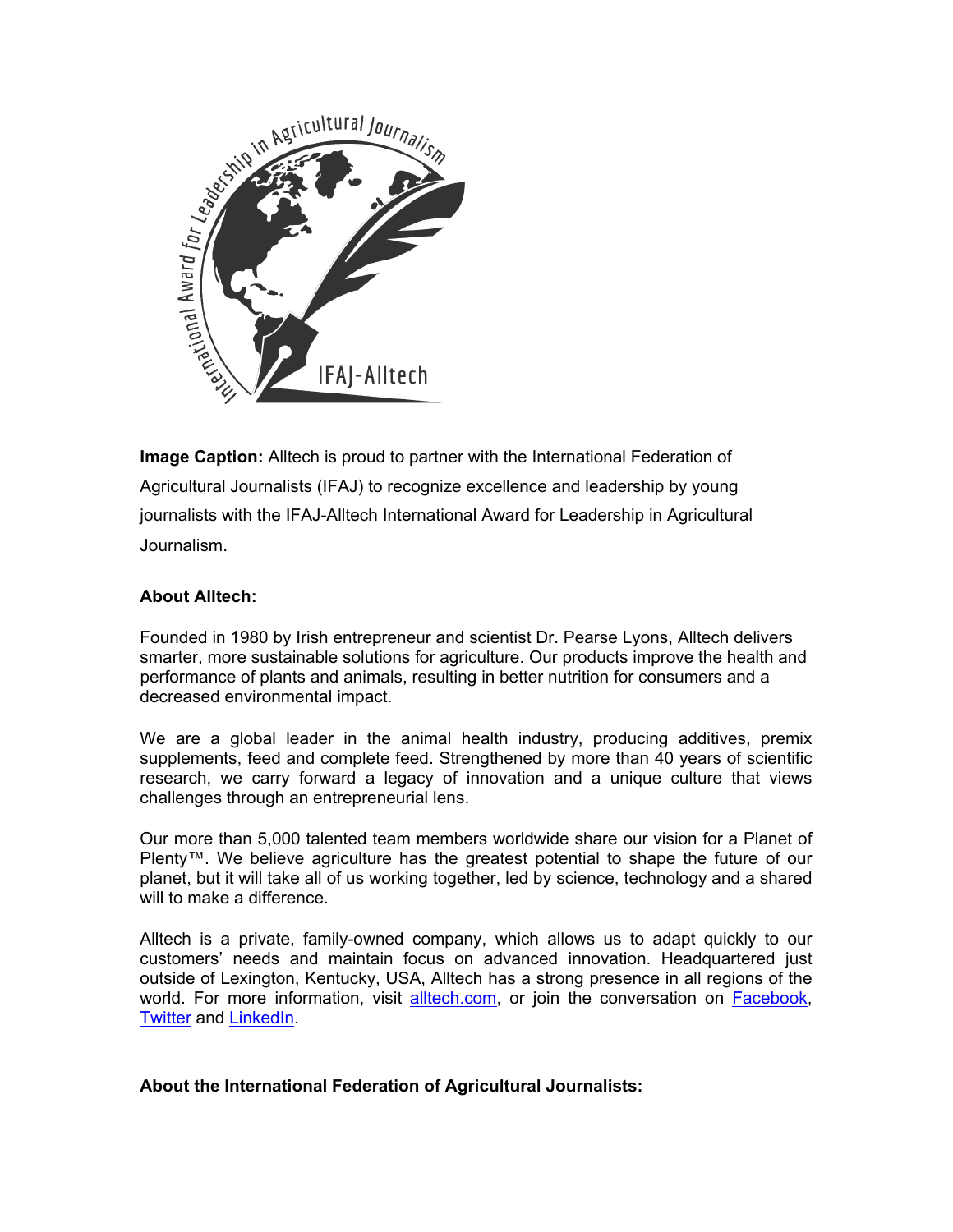**Image Caption:** Alltech is proud to partner with the International Federation of Agricultural Journalists (IFAJ) to recognize excellence and leadership by young journalists with the IFAJ-Alltech International Award for Leadership in Agricultural Journalism.

**About Alltech:**

Founded in 1980 by Irish entrepreneur and scientist Dr. Pearse Lyons, Alltech delivers smarter, more sustainable solutions for agriculture. Our products improve the health and performance of plants and animals, resulting in better nutrition for consumers and a decreased environmental impact.

We are a global leader in the animal health industry, producing additives, premix supplements, feed and complete feed. Strengthened by more than 40 years of scientific research, we carry forward a legacy of innovation and a unique culture that views challenges through an entrepreneurial lens.

Our more than 5,000 talented team members worldwide share our vision for a Planet of Plenty™. We believe agriculture has the greatest potential to shape the future of our planet, but it will take all of us working together, led by science, technology and a shared will to make a difference.

Alltech is a private, family-owned company, which allows us to adapt quickly to our customers' needs and maintain focus on advanced innovation. Headquartered just outside of Lexington, Kentucky, USA, Alltech has a strong presence in all regions of the world. For more information, visit alltech.com, or join the conversation on Facebook, Twitter and LinkedIn.

**About the International Federation of Agricultural Journalists:**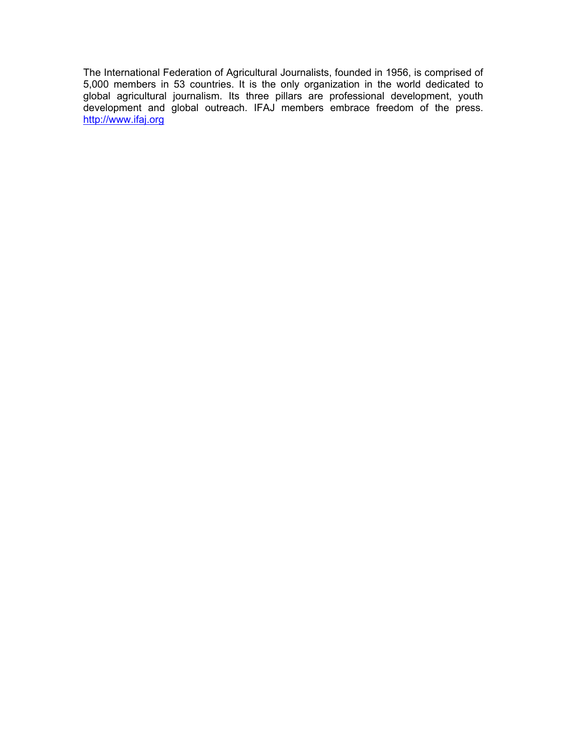The International Federation of Agricultural Journalists, founded in 1956, is comprised of 5,000 members in 53 countries. It is the only organization in the world dedicated to global agricultural journalism. Its three pillars are professional development, youth development and global outreach. IFAJ members embrace freedom of the press. http://www.ifaj.org